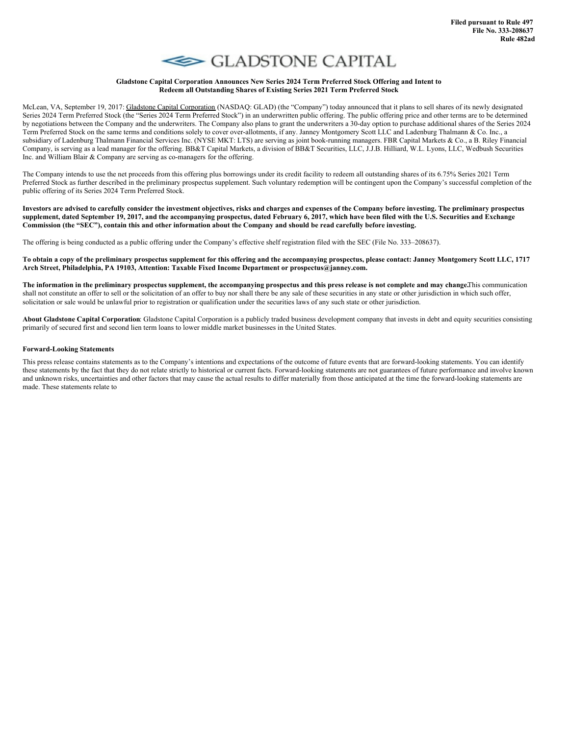**Filed pursuant to Rule 497**
**File No. 333-208637**
**Rule 482ad**

GLADSTONE CAPITAL

**Gladstone Capital Corporation Announces New Series 2024 Term Preferred Stock Offering and Intent to Redeem all Outstanding Shares of Existing Series 2021 Term Preferred Stock**

McLean, VA, September 19, 2017: Gladstone Capital Corporation (NASDAQ: GLAD) (the "Company") today announced that it plans to sell shares of its newly designated Series 2024 Term Preferred Stock (the "Series 2024 Term Preferred Stock") in an underwritten public offering. The public offering price and other terms are to be determined by negotiations between the Company and the underwriters. The Company also plans to grant the underwriters a 30-day option to purchase additional shares of the Series 2024 Term Preferred Stock on the same terms and conditions solely to cover over-allotments, if any. Janney Montgomery Scott LLC and Ladenburg Thalmann & Co. Inc., a subsidiary of Ladenburg Thalmann Financial Services Inc. (NYSE MKT: LTS) are serving as joint book-running managers. FBR Capital Markets & Co., a B. Riley Financial Company, is serving as a lead manager for the offering. BB&T Capital Markets, a division of BB&T Securities, LLC, J.J.B. Hilliard, W.L. Lyons, LLC, Wedbush Securities Inc. and William Blair & Company are serving as co-managers for the offering.

The Company intends to use the net proceeds from this offering plus borrowings under its credit facility to redeem all outstanding shares of its 6.75% Series 2021 Term Preferred Stock as further described in the preliminary prospectus supplement. Such voluntary redemption will be contingent upon the Company's successful completion of the public offering of its Series 2024 Term Preferred Stock.

**Investors are advised to carefully consider the investment objectives, risks and charges and expenses of the Company before investing. The preliminary prospectus supplement, dated September 19, 2017, and the accompanying prospectus, dated February 6, 2017, which have been filed with the U.S. Securities and Exchange Commission (the "SEC"), contain this and other information about the Company and should be read carefully before investing.**

The offering is being conducted as a public offering under the Company's effective shelf registration filed with the SEC (File No. 333–208637).

**To obtain a copy of the preliminary prospectus supplement for this offering and the accompanying prospectus, please contact: Janney Montgomery Scott LLC, 1717 Arch Street, Philadelphia, PA 19103, Attention: Taxable Fixed Income Department or prospectus@janney.com.**

**The information in the preliminary prospectus supplement, the accompanying prospectus and this press release is not complete and may change.** This communication shall not constitute an offer to sell or the solicitation of an offer to buy nor shall there be any sale of these securities in any state or other jurisdiction in which such offer, solicitation or sale would be unlawful prior to registration or qualification under the securities laws of any such state or other jurisdiction.

**About Gladstone Capital Corporation**: Gladstone Capital Corporation is a publicly traded business development company that invests in debt and equity securities consisting primarily of secured first and second lien term loans to lower middle market businesses in the United States.

**Forward-Looking Statements**

This press release contains statements as to the Company's intentions and expectations of the outcome of future events that are forward-looking statements. You can identify these statements by the fact that they do not relate strictly to historical or current facts. Forward-looking statements are not guarantees of future performance and involve known and unknown risks, uncertainties and other factors that may cause the actual results to differ materially from those anticipated at the time the forward-looking statements are made. These statements relate to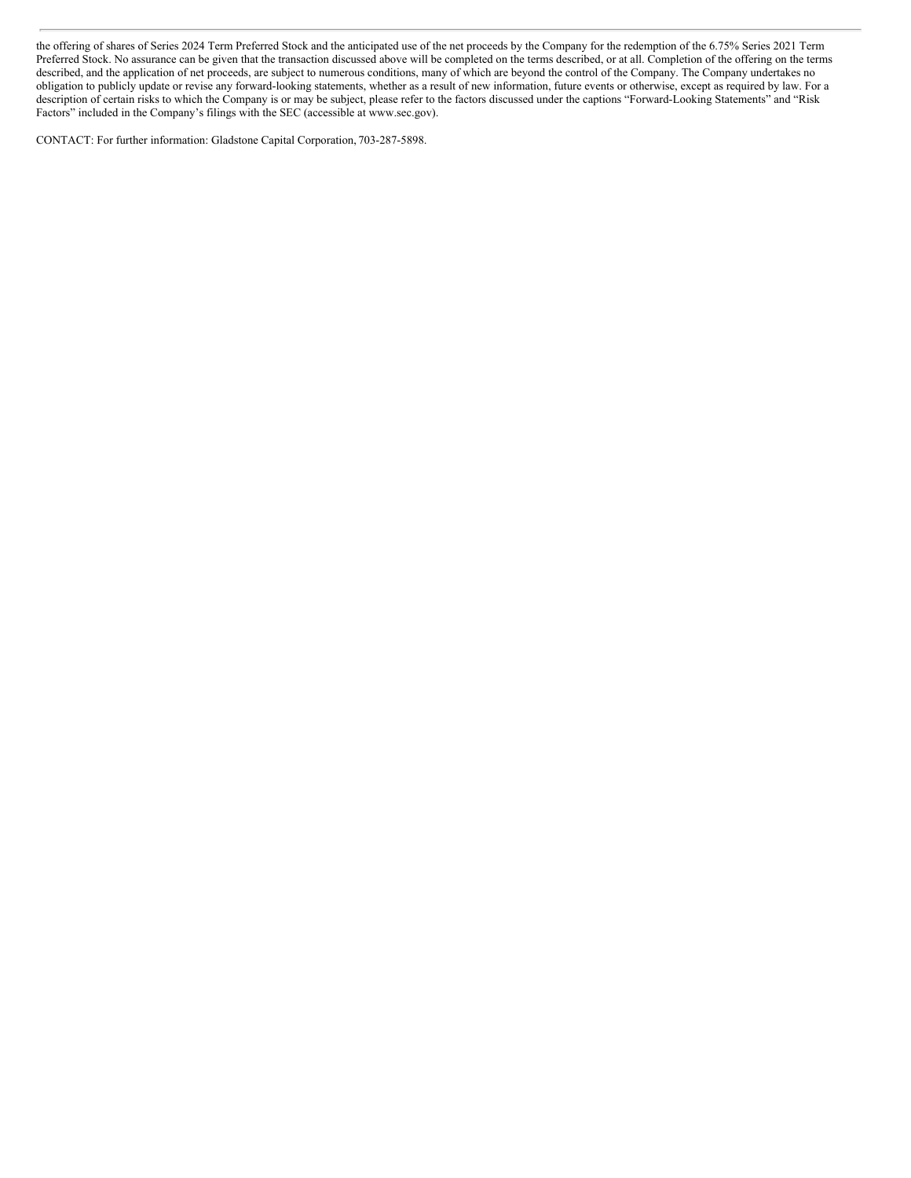the offering of shares of Series 2024 Term Preferred Stock and the anticipated use of the net proceeds by the Company for the redemption of the 6.75% Series 2021 Term Preferred Stock. No assurance can be given that the transaction discussed above will be completed on the terms described, or at all. Completion of the offering on the terms described, and the application of net proceeds, are subject to numerous conditions, many of which are beyond the control of the Company. The Company undertakes no obligation to publicly update or revise any forward-looking statements, whether as a result of new information, future events or otherwise, except as required by law. For a description of certain risks to which the Company is or may be subject, please refer to the factors discussed under the captions "Forward-Looking Statements" and "Risk Factors" included in the Company's filings with the SEC (accessible at www.sec.gov).

CONTACT: For further information: Gladstone Capital Corporation, 703-287-5898.